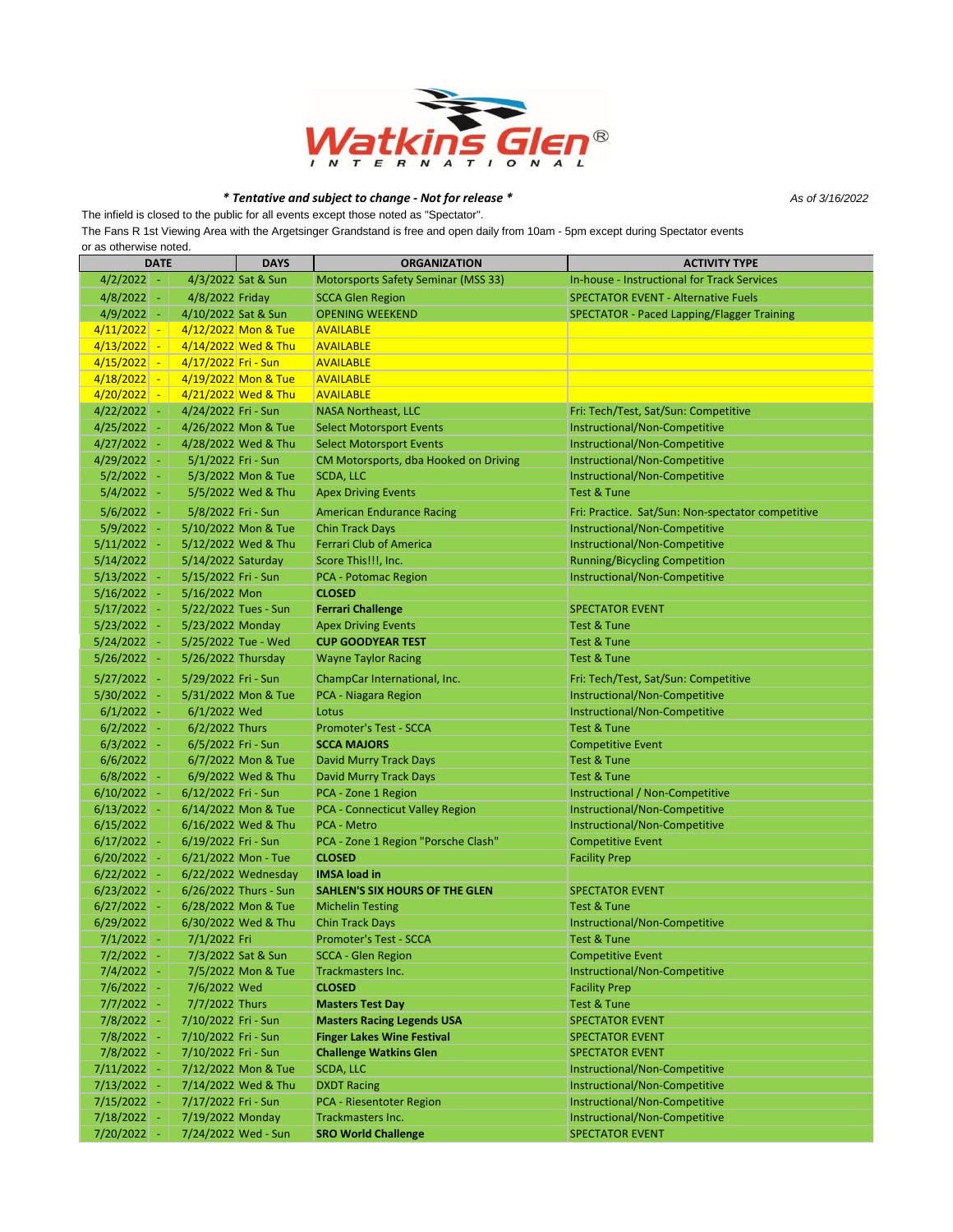# Watkins Glen International

***\* Tentative and subject to change - Not for release \****

*As of 3/16/2022*

The infield is closed to the public for all events except those noted as "Spectator".

The Fans R 1st Viewing Area with the Argetsinger Grandstand is free and open daily from 10am - 5pm except during Spectator events or as otherwise noted.

| DATE | | | DAYS | ORGANIZATION | ACTIVITY TYPE |
|---|---|---|---|---|---|
| 4/2/2022 | - | 4/3/2022 | Sat & Sun | Motorsports Safety Seminar (MSS 33) | In-house - Instructional for Track Services |
| 4/8/2022 | - | 4/8/2022 | Friday | SCCA Glen Region | SPECTATOR EVENT - Alternative Fuels |
| 4/9/2022 | - | 4/10/2022 | Sat & Sun | OPENING WEEKEND | SPECTATOR - Paced Lapping/Flagger Training |
| 4/11/2022 | - | 4/12/2022 | Mon & Tue | AVAILABLE | |
| 4/13/2022 | - | 4/14/2022 | Wed & Thu | AVAILABLE | |
| 4/15/2022 | - | 4/17/2022 | Fri - Sun | AVAILABLE | |
| 4/18/2022 | - | 4/19/2022 | Mon & Tue | AVAILABLE | |
| 4/20/2022 | - | 4/21/2022 | Wed & Thu | AVAILABLE | |
| 4/22/2022 | - | 4/24/2022 | Fri - Sun | NASA Northeast, LLC | Fri: Tech/Test, Sat/Sun: Competitive |
| 4/25/2022 | - | 4/26/2022 | Mon & Tue | Select Motorsport Events | Instructional/Non-Competitive |
| 4/27/2022 | - | 4/28/2022 | Wed & Thu | Select Motorsport Events | Instructional/Non-Competitive |
| 4/29/2022 | - | 5/1/2022 | Fri - Sun | CM Motorsports, dba Hooked on Driving | Instructional/Non-Competitive |
| 5/2/2022 | - | 5/3/2022 | Mon & Tue | SCDA, LLC | Instructional/Non-Competitive |
| 5/4/2022 | - | 5/5/2022 | Wed & Thu | Apex Driving Events | Test & Tune |
| 5/6/2022 | - | 5/8/2022 | Fri - Sun | American Endurance Racing | Fri: Practice. Sat/Sun: Non-spectator competitive |
| 5/9/2022 | - | 5/10/2022 | Mon & Tue | Chin Track Days | Instructional/Non-Competitive |
| 5/11/2022 | - | 5/12/2022 | Wed & Thu | Ferrari Club of America | Instructional/Non-Competitive |
| 5/14/2022 | | 5/14/2022 | Saturday | Score This!!!, Inc. | Running/Bicycling Competition |
| 5/13/2022 | - | 5/15/2022 | Fri - Sun | PCA - Potomac Region | Instructional/Non-Competitive |
| 5/16/2022 | - | 5/16/2022 | Mon | **CLOSED** | |
| 5/17/2022 | - | 5/22/2022 | Tues - Sun | **Ferrari Challenge** | SPECTATOR EVENT |
| 5/23/2022 | - | 5/23/2022 | Monday | Apex Driving Events | Test & Tune |
| 5/24/2022 | - | 5/25/2022 | Tue - Wed | **CUP GOODYEAR TEST** | Test & Tune |
| 5/26/2022 | - | 5/26/2022 | Thursday | Wayne Taylor Racing | Test & Tune |
| 5/27/2022 | - | 5/29/2022 | Fri - Sun | ChampCar International, Inc. | Fri: Tech/Test, Sat/Sun: Competitive |
| 5/30/2022 | - | 5/31/2022 | Mon & Tue | PCA - Niagara Region | Instructional/Non-Competitive |
| 6/1/2022 | - | 6/1/2022 | Wed | Lotus | Instructional/Non-Competitive |
| 6/2/2022 | - | 6/2/2022 | Thurs | Promoter's Test - SCCA | Test & Tune |
| 6/3/2022 | - | 6/5/2022 | Fri - Sun | **SCCA MAJORS** | Competitive Event |
| 6/6/2022 | | 6/7/2022 | Mon & Tue | David Murry Track Days | Test & Tune |
| 6/8/2022 | - | 6/9/2022 | Wed & Thu | David Murry Track Days | Test & Tune |
| 6/10/2022 | - | 6/12/2022 | Fri - Sun | PCA - Zone 1 Region | Instructional / Non-Competitive |
| 6/13/2022 | - | 6/14/2022 | Mon & Tue | PCA - Connecticut Valley Region | Instructional/Non-Competitive |
| 6/15/2022 | | 6/16/2022 | Wed & Thu | PCA - Metro | Instructional/Non-Competitive |
| 6/17/2022 | - | 6/19/2022 | Fri - Sun | PCA - Zone 1 Region "Porsche Clash" | Competitive Event |
| 6/20/2022 | - | 6/21/2022 | Mon - Tue | **CLOSED** | Facility Prep |
| 6/22/2022 | - | 6/22/2022 | Wednesday | **IMSA load in** | |
| 6/23/2022 | - | 6/26/2022 | Thurs - Sun | **SAHLEN'S SIX HOURS OF THE GLEN** | SPECTATOR EVENT |
| 6/27/2022 | - | 6/28/2022 | Mon & Tue | Michelin Testing | Test & Tune |
| 6/29/2022 | | 6/30/2022 | Wed & Thu | Chin Track Days | Instructional/Non-Competitive |
| 7/1/2022 | - | 7/1/2022 | Fri | Promoter's Test - SCCA | Test & Tune |
| 7/2/2022 | - | 7/3/2022 | Sat & Sun | SCCA - Glen Region | Competitive Event |
| 7/4/2022 | - | 7/5/2022 | Mon & Tue | Trackmasters Inc. | Instructional/Non-Competitive |
| 7/6/2022 | - | 7/6/2022 | Wed | **CLOSED** | Facility Prep |
| 7/7/2022 | - | 7/7/2022 | Thurs | **Masters Test Day** | Test & Tune |
| 7/8/2022 | - | 7/10/2022 | Fri - Sun | **Masters Racing Legends USA** | SPECTATOR EVENT |
| 7/8/2022 | - | 7/10/2022 | Fri - Sun | **Finger Lakes Wine Festival** | SPECTATOR EVENT |
| 7/8/2022 | - | 7/10/2022 | Fri - Sun | **Challenge Watkins Glen** | SPECTATOR EVENT |
| 7/11/2022 | - | 7/12/2022 | Mon & Tue | SCDA, LLC | Instructional/Non-Competitive |
| 7/13/2022 | - | 7/14/2022 | Wed & Thu | DXDT Racing | Instructional/Non-Competitive |
| 7/15/2022 | - | 7/17/2022 | Fri - Sun | PCA - Riesentoter Region | Instructional/Non-Competitive |
| 7/18/2022 | - | 7/19/2022 | Monday | Trackmasters Inc. | Instructional/Non-Competitive |
| 7/20/2022 | - | 7/24/2022 | Wed - Sun | **SRO World Challenge** | SPECTATOR EVENT |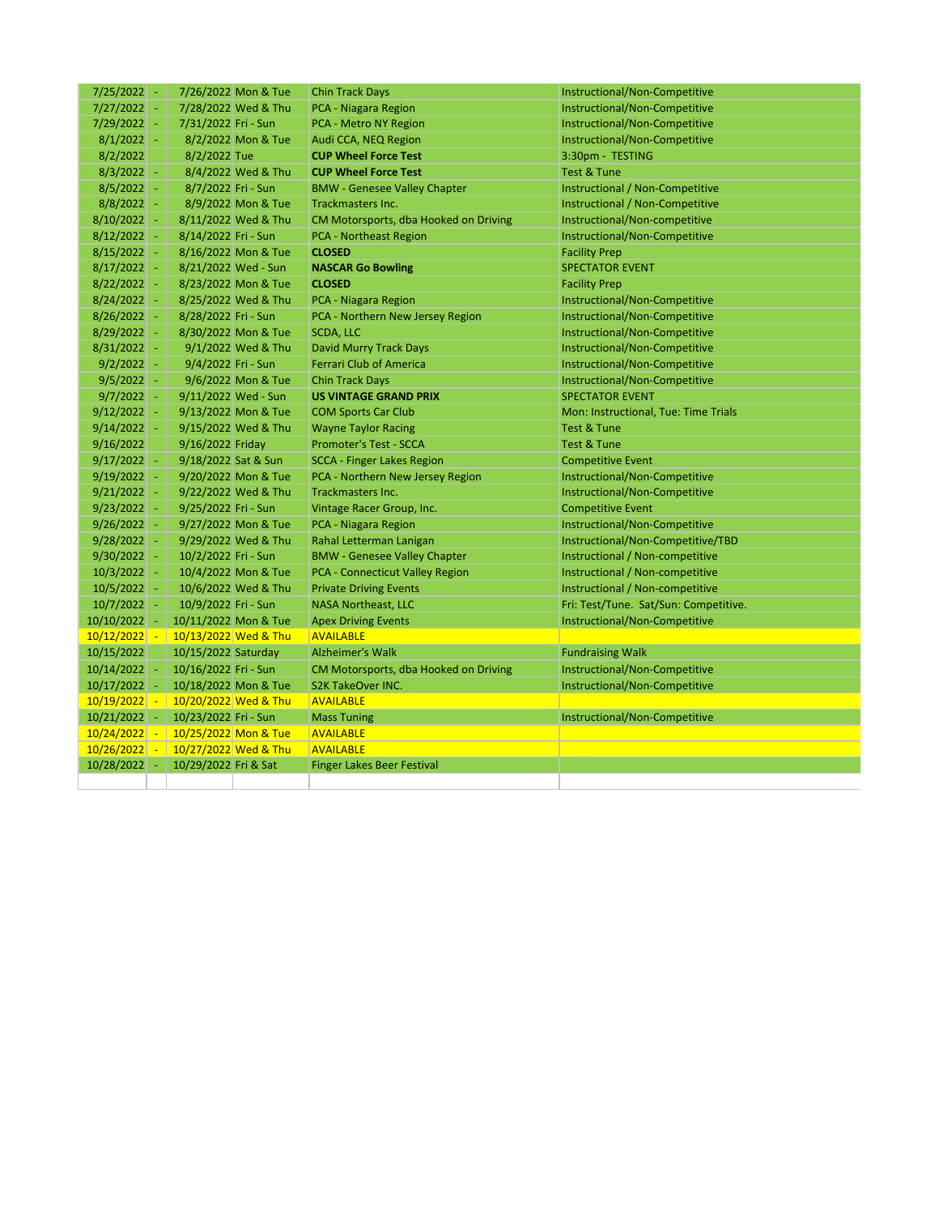| | | | | | |
|---|---|---|---|---|---|
| 7/25/2022 | - | 7/26/2022 | Mon & Tue | Chin Track Days | Instructional/Non-Competitive |
| 7/27/2022 | - | 7/28/2022 | Wed & Thu | PCA - Niagara Region | Instructional/Non-Competitive |
| 7/29/2022 | - | 7/31/2022 | Fri - Sun | PCA - Metro NY Region | Instructional/Non-Competitive |
| 8/1/2022 | - | 8/2/2022 | Mon & Tue | Audi CCA, NEQ Region | Instructional/Non-Competitive |
| 8/2/2022 | | 8/2/2022 | Tue | **CUP Wheel Force Test** | 3:30pm - TESTING |
| 8/3/2022 | - | 8/4/2022 | Wed & Thu | **CUP Wheel Force Test** | Test & Tune |
| 8/5/2022 | - | 8/7/2022 | Fri - Sun | BMW - Genesee Valley Chapter | Instructional / Non-Competitive |
| 8/8/2022 | - | 8/9/2022 | Mon & Tue | Trackmasters Inc. | Instructional / Non-Competitive |
| 8/10/2022 | - | 8/11/2022 | Wed & Thu | CM Motorsports, dba Hooked on Driving | Instructional/Non-competitive |
| 8/12/2022 | - | 8/14/2022 | Fri - Sun | PCA - Northeast Region | Instructional/Non-Competitive |
| 8/15/2022 | - | 8/16/2022 | Mon & Tue | **CLOSED** | Facility Prep |
| 8/17/2022 | - | 8/21/2022 | Wed - Sun | **NASCAR Go Bowling** | SPECTATOR EVENT |
| 8/22/2022 | - | 8/23/2022 | Mon & Tue | **CLOSED** | Facility Prep |
| 8/24/2022 | - | 8/25/2022 | Wed & Thu | PCA - Niagara Region | Instructional/Non-Competitive |
| 8/26/2022 | - | 8/28/2022 | Fri - Sun | PCA - Northern New Jersey Region | Instructional/Non-Competitive |
| 8/29/2022 | - | 8/30/2022 | Mon & Tue | SCDA, LLC | Instructional/Non-Competitive |
| 8/31/2022 | - | 9/1/2022 | Wed & Thu | David Murry Track Days | Instructional/Non-Competitive |
| 9/2/2022 | - | 9/4/2022 | Fri - Sun | Ferrari Club of America | Instructional/Non-Competitive |
| 9/5/2022 | - | 9/6/2022 | Mon & Tue | Chin Track Days | Instructional/Non-Competitive |
| 9/7/2022 | - | 9/11/2022 | Wed - Sun | **US VINTAGE GRAND PRIX** | SPECTATOR EVENT |
| 9/12/2022 | - | 9/13/2022 | Mon & Tue | COM Sports Car Club | Mon: Instructional, Tue: Time Trials |
| 9/14/2022 | - | 9/15/2022 | Wed & Thu | Wayne Taylor Racing | Test & Tune |
| 9/16/2022 | | 9/16/2022 | Friday | Promoter's Test - SCCA | Test & Tune |
| 9/17/2022 | - | 9/18/2022 | Sat & Sun | SCCA - Finger Lakes Region | Competitive Event |
| 9/19/2022 | - | 9/20/2022 | Mon & Tue | PCA - Northern New Jersey Region | Instructional/Non-Competitive |
| 9/21/2022 | - | 9/22/2022 | Wed & Thu | Trackmasters Inc. | Instructional/Non-Competitive |
| 9/23/2022 | - | 9/25/2022 | Fri - Sun | Vintage Racer Group, Inc. | Competitive Event |
| 9/26/2022 | - | 9/27/2022 | Mon & Tue | PCA - Niagara Region | Instructional/Non-Competitive |
| 9/28/2022 | - | 9/29/2022 | Wed & Thu | Rahal Letterman Lanigan | Instructional/Non-Competitive/TBD |
| 9/30/2022 | - | 10/2/2022 | Fri - Sun | BMW - Genesee Valley Chapter | Instructional / Non-competitive |
| 10/3/2022 | - | 10/4/2022 | Mon & Tue | PCA - Connecticut Valley Region | Instructional / Non-competitive |
| 10/5/2022 | - | 10/6/2022 | Wed & Thu | Private Driving Events | Instructional / Non-competitive |
| 10/7/2022 | - | 10/9/2022 | Fri - Sun | NASA Northeast, LLC | Fri: Test/Tune. Sat/Sun: Competitive. |
| 10/10/2022 | - | 10/11/2022 | Mon & Tue | Apex Driving Events | Instructional/Non-Competitive |
| 10/12/2022 | - | 10/13/2022 | Wed & Thu | AVAILABLE | |
| 10/15/2022 | | 10/15/2022 | Saturday | Alzheimer's Walk | Fundraising Walk |
| 10/14/2022 | - | 10/16/2022 | Fri - Sun | CM Motorsports, dba Hooked on Driving | Instructional/Non-Competitive |
| 10/17/2022 | - | 10/18/2022 | Mon & Tue | S2K TakeOver INC. | Instructional/Non-Competitive |
| 10/19/2022 | - | 10/20/2022 | Wed & Thu | AVAILABLE | |
| 10/21/2022 | - | 10/23/2022 | Fri - Sun | Mass Tuning | Instructional/Non-Competitive |
| 10/24/2022 | - | 10/25/2022 | Mon & Tue | AVAILABLE | |
| 10/26/2022 | - | 10/27/2022 | Wed & Thu | AVAILABLE | |
| 10/28/2022 | - | 10/29/2022 | Fri & Sat | Finger Lakes Beer Festival | |